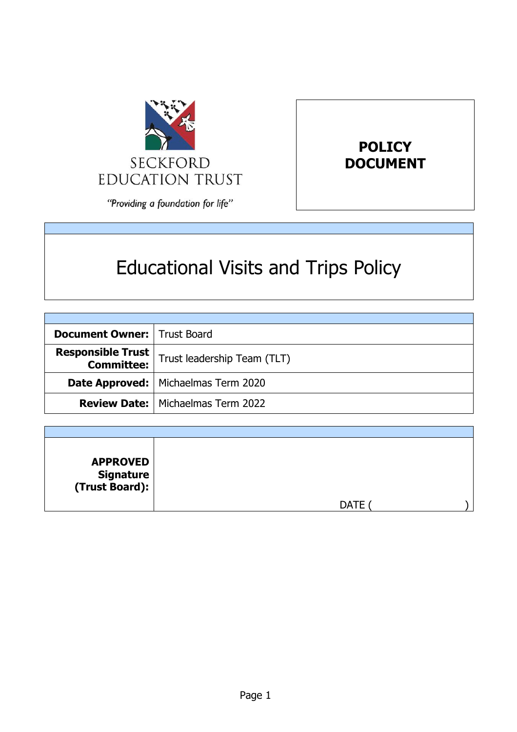SECKFORD EDUCATION TRUST

*"Providing a foundation for life"*

**POLICY DOCUMENT**

# Educational Visits and Trips Policy

| | |
|---|---|
| **Document Owner:** | Trust Board |
| **Responsible Trust Committee:** | Trust leadership Team (TLT) |
| **Date Approved:** | Michaelmas Term 2020 |
| **Review Date:** | Michaelmas Term 2022 |

| | |
|---|---|
| **APPROVED Signature (Trust Board):** | DATE ( ) |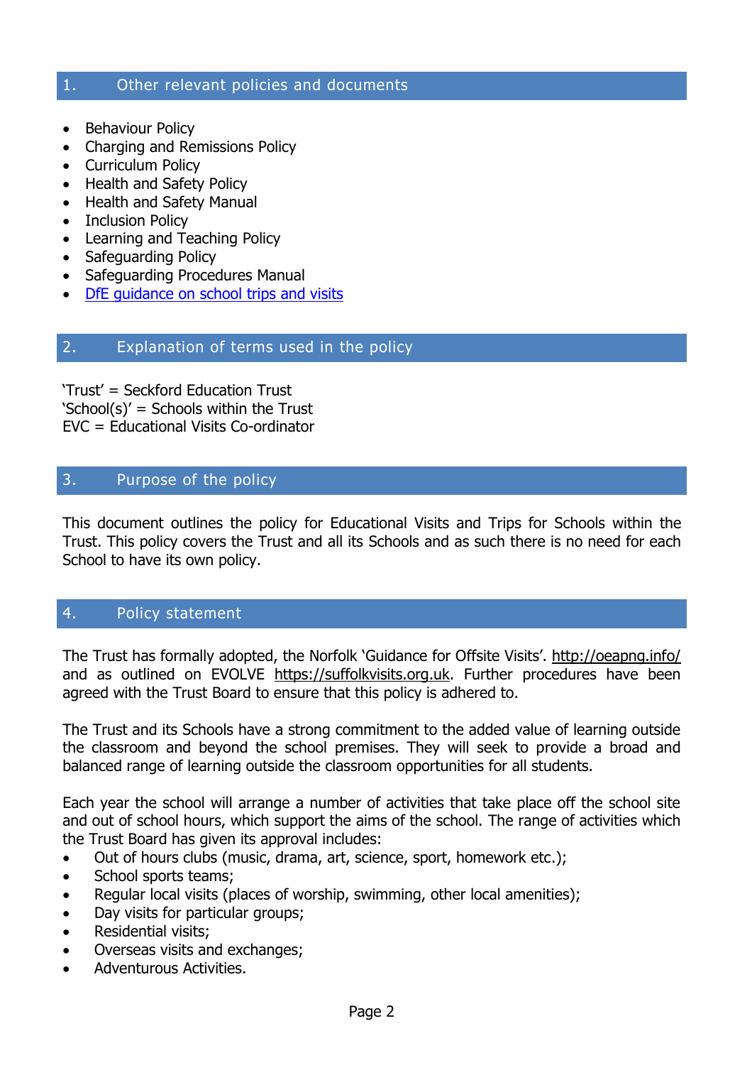## 1. Other relevant policies and documents

- Behaviour Policy
- Charging and Remissions Policy
- Curriculum Policy
- Health and Safety Policy
- Health and Safety Manual
- Inclusion Policy
- Learning and Teaching Policy
- Safeguarding Policy
- Safeguarding Procedures Manual
- DfE guidance on school trips and visits

## 2. Explanation of terms used in the policy

'Trust' = Seckford Education Trust
'School(s)' = Schools within the Trust
EVC = Educational Visits Co-ordinator

## 3. Purpose of the policy

This document outlines the policy for Educational Visits and Trips for Schools within the Trust. This policy covers the Trust and all its Schools and as such there is no need for each School to have its own policy.

## 4. Policy statement

The Trust has formally adopted, the Norfolk 'Guidance for Offsite Visits'. http://oeapng.info/ and as outlined on EVOLVE https://suffolkvisits.org.uk. Further procedures have been agreed with the Trust Board to ensure that this policy is adhered to.

The Trust and its Schools have a strong commitment to the added value of learning outside the classroom and beyond the school premises. They will seek to provide a broad and balanced range of learning outside the classroom opportunities for all students.

Each year the school will arrange a number of activities that take place off the school site and out of school hours, which support the aims of the school. The range of activities which the Trust Board has given its approval includes:

- Out of hours clubs (music, drama, art, science, sport, homework etc.);
- School sports teams;
- Regular local visits (places of worship, swimming, other local amenities);
- Day visits for particular groups;
- Residential visits;
- Overseas visits and exchanges;
- Adventurous Activities.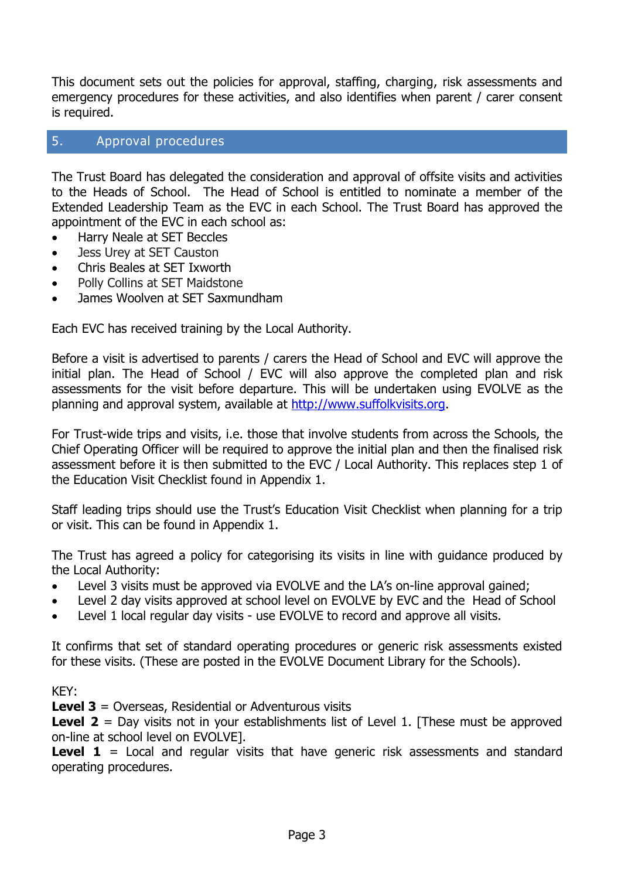This document sets out the policies for approval, staffing, charging, risk assessments and emergency procedures for these activities, and also identifies when parent / carer consent is required.

## 5. Approval procedures

The Trust Board has delegated the consideration and approval of offsite visits and activities to the Heads of School. The Head of School is entitled to nominate a member of the Extended Leadership Team as the EVC in each School. The Trust Board has approved the appointment of the EVC in each school as:

- Harry Neale at SET Beccles
- Jess Urey at SET Causton
- Chris Beales at SET Ixworth
- Polly Collins at SET Maidstone
- James Woolven at SET Saxmundham

Each EVC has received training by the Local Authority.

Before a visit is advertised to parents / carers the Head of School and EVC will approve the initial plan. The Head of School / EVC will also approve the completed plan and risk assessments for the visit before departure. This will be undertaken using EVOLVE as the planning and approval system, available at [http://www.suffolkvisits.org](http://www.suffolkvisits.org).

For Trust-wide trips and visits, i.e. those that involve students from across the Schools, the Chief Operating Officer will be required to approve the initial plan and then the finalised risk assessment before it is then submitted to the EVC / Local Authority. This replaces step 1 of the Education Visit Checklist found in Appendix 1.

Staff leading trips should use the Trust's Education Visit Checklist when planning for a trip or visit. This can be found in Appendix 1.

The Trust has agreed a policy for categorising its visits in line with guidance produced by the Local Authority:

- Level 3 visits must be approved via EVOLVE and the LA's on-line approval gained;
- Level 2 day visits approved at school level on EVOLVE by EVC and the Head of School
- Level 1 local regular day visits - use EVOLVE to record and approve all visits.

It confirms that set of standard operating procedures or generic risk assessments existed for these visits. (These are posted in the EVOLVE Document Library for the Schools).

KEY:
**Level 3** = Overseas, Residential or Adventurous visits
**Level 2** = Day visits not in your establishments list of Level 1. [These must be approved on-line at school level on EVOLVE].
**Level 1** = Local and regular visits that have generic risk assessments and standard operating procedures.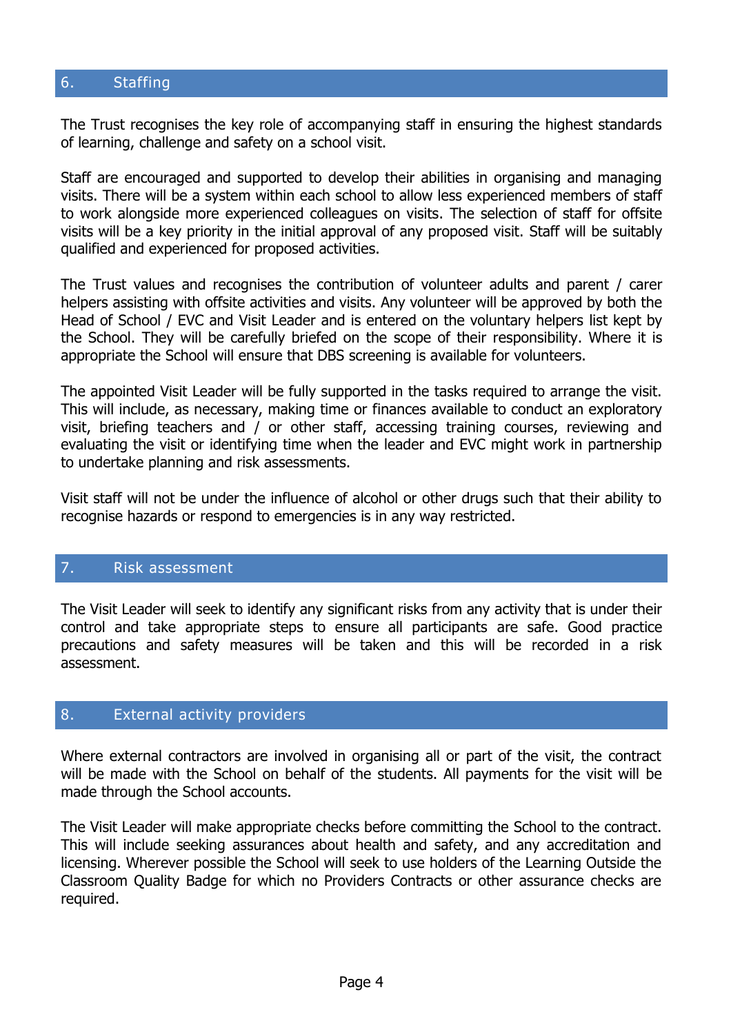## 6. Staffing

The Trust recognises the key role of accompanying staff in ensuring the highest standards of learning, challenge and safety on a school visit.

Staff are encouraged and supported to develop their abilities in organising and managing visits. There will be a system within each school to allow less experienced members of staff to work alongside more experienced colleagues on visits. The selection of staff for offsite visits will be a key priority in the initial approval of any proposed visit. Staff will be suitably qualified and experienced for proposed activities.

The Trust values and recognises the contribution of volunteer adults and parent / carer helpers assisting with offsite activities and visits. Any volunteer will be approved by both the Head of School / EVC and Visit Leader and is entered on the voluntary helpers list kept by the School. They will be carefully briefed on the scope of their responsibility. Where it is appropriate the School will ensure that DBS screening is available for volunteers.

The appointed Visit Leader will be fully supported in the tasks required to arrange the visit. This will include, as necessary, making time or finances available to conduct an exploratory visit, briefing teachers and / or other staff, accessing training courses, reviewing and evaluating the visit or identifying time when the leader and EVC might work in partnership to undertake planning and risk assessments.

Visit staff will not be under the influence of alcohol or other drugs such that their ability to recognise hazards or respond to emergencies is in any way restricted.

## 7. Risk assessment

The Visit Leader will seek to identify any significant risks from any activity that is under their control and take appropriate steps to ensure all participants are safe. Good practice precautions and safety measures will be taken and this will be recorded in a risk assessment.

## 8. External activity providers

Where external contractors are involved in organising all or part of the visit, the contract will be made with the School on behalf of the students. All payments for the visit will be made through the School accounts.

The Visit Leader will make appropriate checks before committing the School to the contract. This will include seeking assurances about health and safety, and any accreditation and licensing. Wherever possible the School will seek to use holders of the Learning Outside the Classroom Quality Badge for which no Providers Contracts or other assurance checks are required.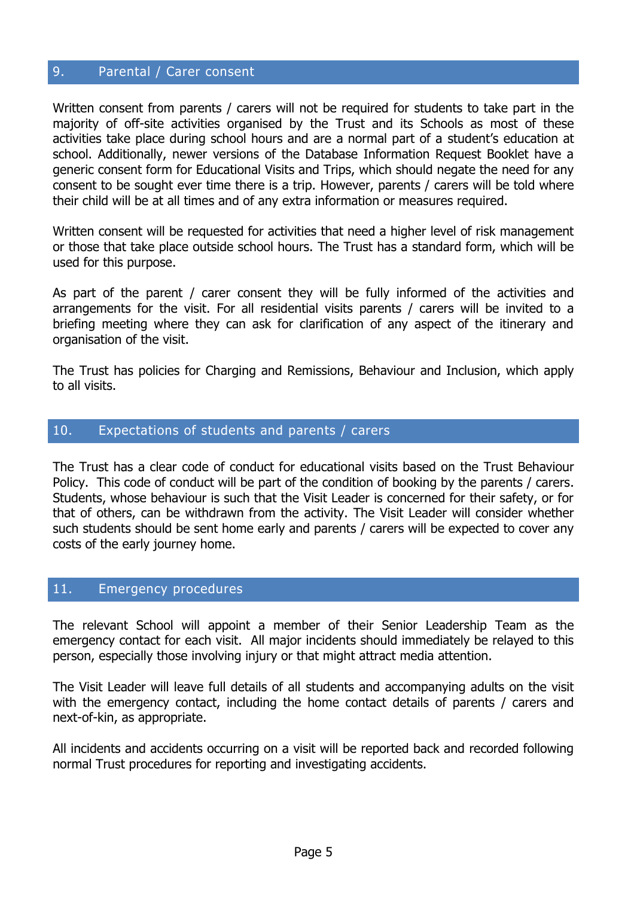## 9. Parental / Carer consent

Written consent from parents / carers will not be required for students to take part in the majority of off-site activities organised by the Trust and its Schools as most of these activities take place during school hours and are a normal part of a student's education at school. Additionally, newer versions of the Database Information Request Booklet have a generic consent form for Educational Visits and Trips, which should negate the need for any consent to be sought ever time there is a trip. However, parents / carers will be told where their child will be at all times and of any extra information or measures required.

Written consent will be requested for activities that need a higher level of risk management or those that take place outside school hours. The Trust has a standard form, which will be used for this purpose.

As part of the parent / carer consent they will be fully informed of the activities and arrangements for the visit. For all residential visits parents / carers will be invited to a briefing meeting where they can ask for clarification of any aspect of the itinerary and organisation of the visit.

The Trust has policies for Charging and Remissions, Behaviour and Inclusion, which apply to all visits.

## 10. Expectations of students and parents / carers

The Trust has a clear code of conduct for educational visits based on the Trust Behaviour Policy. This code of conduct will be part of the condition of booking by the parents / carers. Students, whose behaviour is such that the Visit Leader is concerned for their safety, or for that of others, can be withdrawn from the activity. The Visit Leader will consider whether such students should be sent home early and parents / carers will be expected to cover any costs of the early journey home.

## 11. Emergency procedures

The relevant School will appoint a member of their Senior Leadership Team as the emergency contact for each visit. All major incidents should immediately be relayed to this person, especially those involving injury or that might attract media attention.

The Visit Leader will leave full details of all students and accompanying adults on the visit with the emergency contact, including the home contact details of parents / carers and next-of-kin, as appropriate.

All incidents and accidents occurring on a visit will be reported back and recorded following normal Trust procedures for reporting and investigating accidents.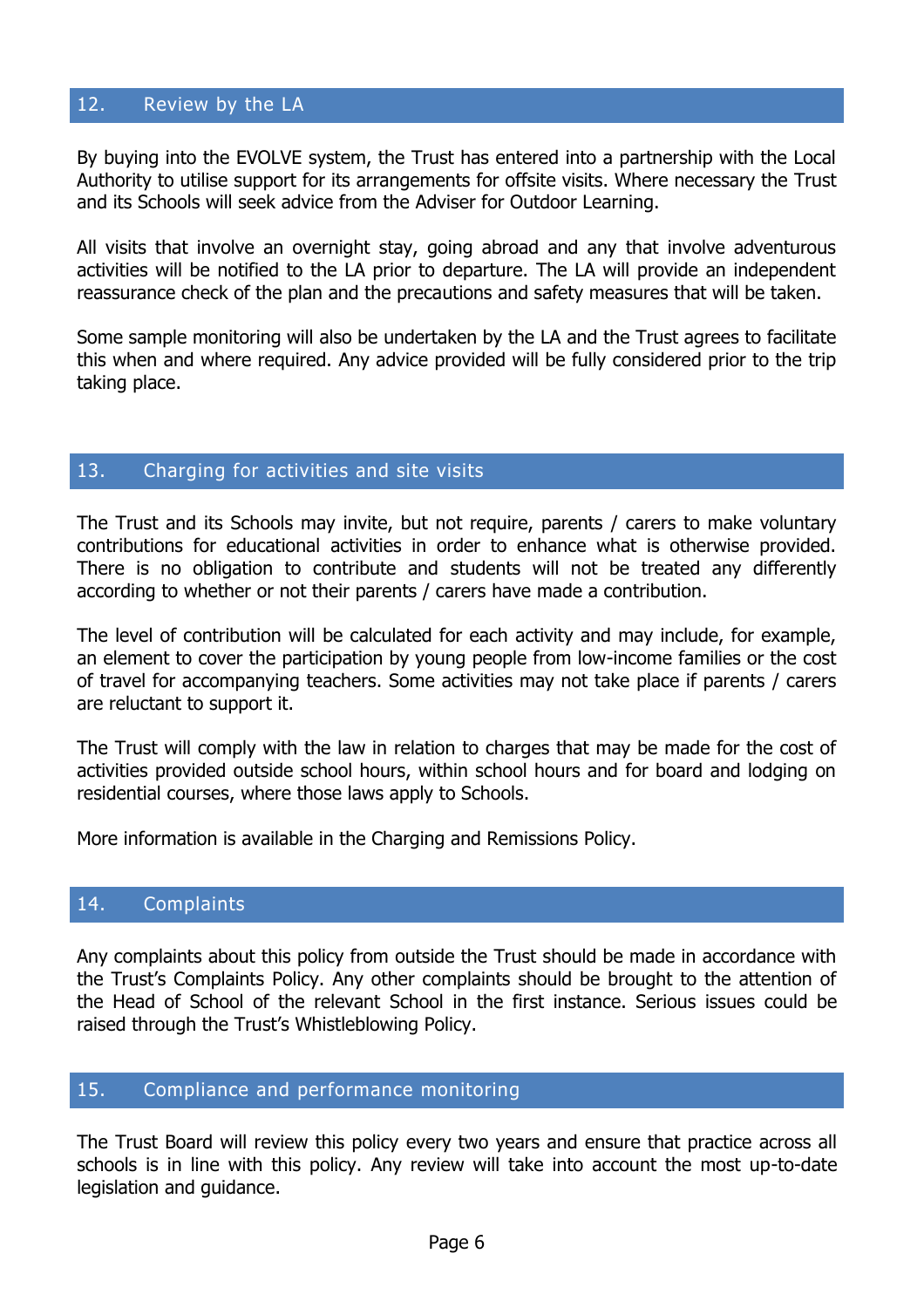## 12. Review by the LA

By buying into the EVOLVE system, the Trust has entered into a partnership with the Local Authority to utilise support for its arrangements for offsite visits. Where necessary the Trust and its Schools will seek advice from the Adviser for Outdoor Learning.

All visits that involve an overnight stay, going abroad and any that involve adventurous activities will be notified to the LA prior to departure. The LA will provide an independent reassurance check of the plan and the precautions and safety measures that will be taken.

Some sample monitoring will also be undertaken by the LA and the Trust agrees to facilitate this when and where required. Any advice provided will be fully considered prior to the trip taking place.

## 13. Charging for activities and site visits

The Trust and its Schools may invite, but not require, parents / carers to make voluntary contributions for educational activities in order to enhance what is otherwise provided. There is no obligation to contribute and students will not be treated any differently according to whether or not their parents / carers have made a contribution.

The level of contribution will be calculated for each activity and may include, for example, an element to cover the participation by young people from low-income families or the cost of travel for accompanying teachers. Some activities may not take place if parents / carers are reluctant to support it.

The Trust will comply with the law in relation to charges that may be made for the cost of activities provided outside school hours, within school hours and for board and lodging on residential courses, where those laws apply to Schools.

More information is available in the Charging and Remissions Policy.

## 14. Complaints

Any complaints about this policy from outside the Trust should be made in accordance with the Trust's Complaints Policy. Any other complaints should be brought to the attention of the Head of School of the relevant School in the first instance. Serious issues could be raised through the Trust's Whistleblowing Policy.

## 15. Compliance and performance monitoring

The Trust Board will review this policy every two years and ensure that practice across all schools is in line with this policy. Any review will take into account the most up-to-date legislation and guidance.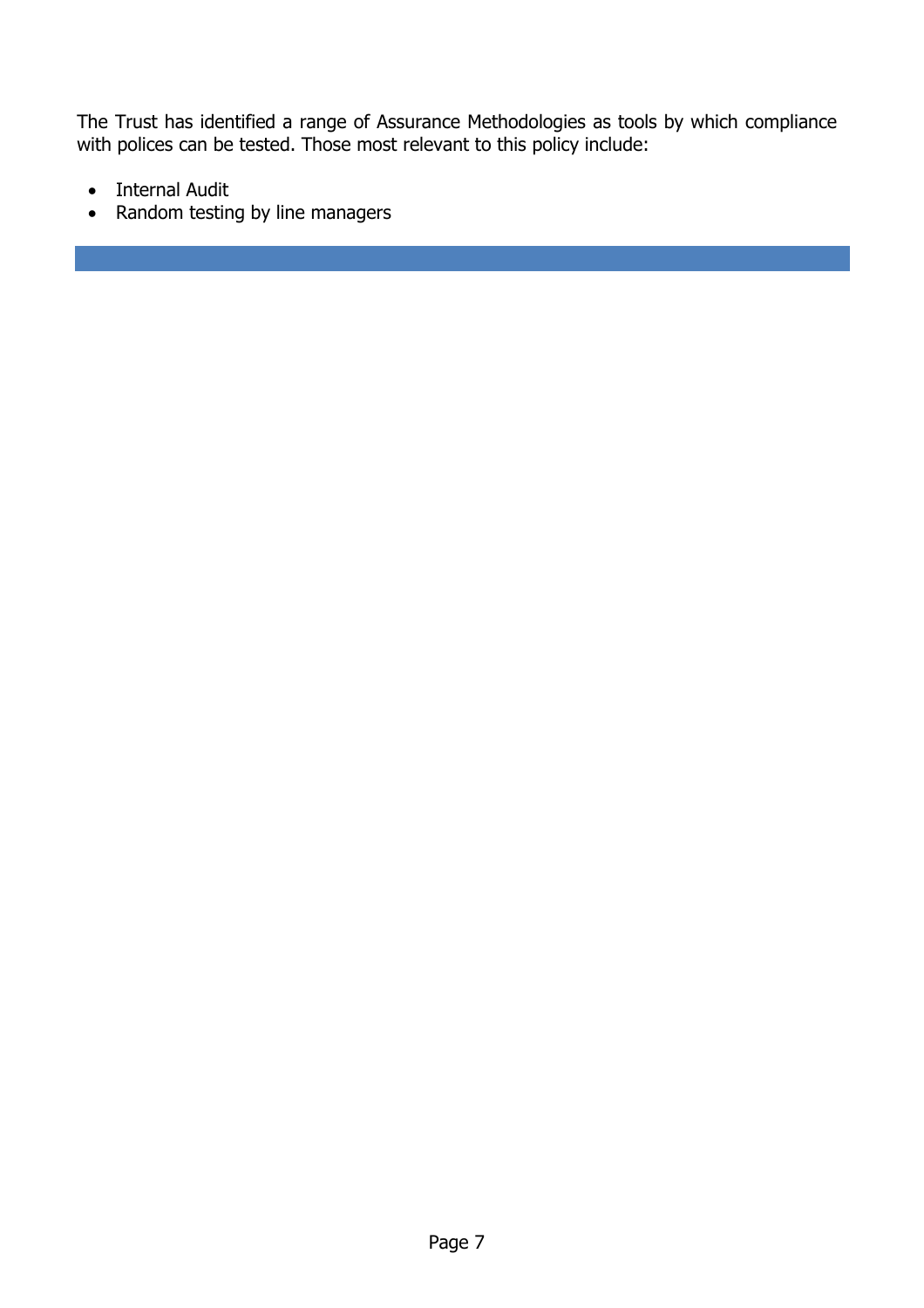The Trust has identified a range of Assurance Methodologies as tools by which compliance with polices can be tested. Those most relevant to this policy include:

- Internal Audit
- Random testing by line managers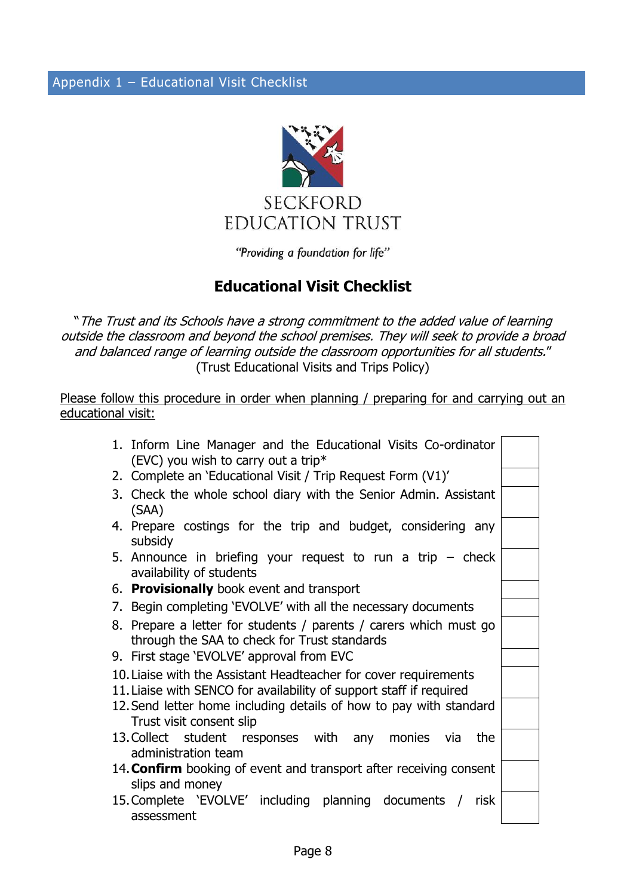## Appendix 1 – Educational Visit Checklist

SECKFORD
EDUCATION TRUST

*"Providing a foundation for life"*

# Educational Visit Checklist

*"The Trust and its Schools have a strong commitment to the added value of learning outside the classroom and beyond the school premises. They will seek to provide a broad and balanced range of learning outside the classroom opportunities for all students."*
(Trust Educational Visits and Trips Policy)

Please follow this procedure in order when planning / preparing for and carrying out an educational visit:

| Step | |
|---|---|
| 1. Inform Line Manager and the Educational Visits Co-ordinator (EVC) you wish to carry out a trip* | |
| 2. Complete an 'Educational Visit / Trip Request Form (V1)' | |
| 3. Check the whole school diary with the Senior Admin. Assistant (SAA) | |
| 4. Prepare costings for the trip and budget, considering any subsidy | |
| 5. Announce in briefing your request to run a trip – check availability of students | |
| 6. **Provisionally** book event and transport | |
| 7. Begin completing 'EVOLVE' with all the necessary documents | |
| 8. Prepare a letter for students / parents / carers which must go through the SAA to check for Trust standards | |
| 9. First stage 'EVOLVE' approval from EVC | |
| 10. Liaise with the Assistant Headteacher for cover requirements<br>11. Liaise with SENCO for availability of support staff if required | |
| 12. Send letter home including details of how to pay with standard Trust visit consent slip | |
| 13. Collect student responses with any monies via the administration team | |
| 14. **Confirm** booking of event and transport after receiving consent slips and money | |
| 15. Complete 'EVOLVE' including planning documents / risk assessment | |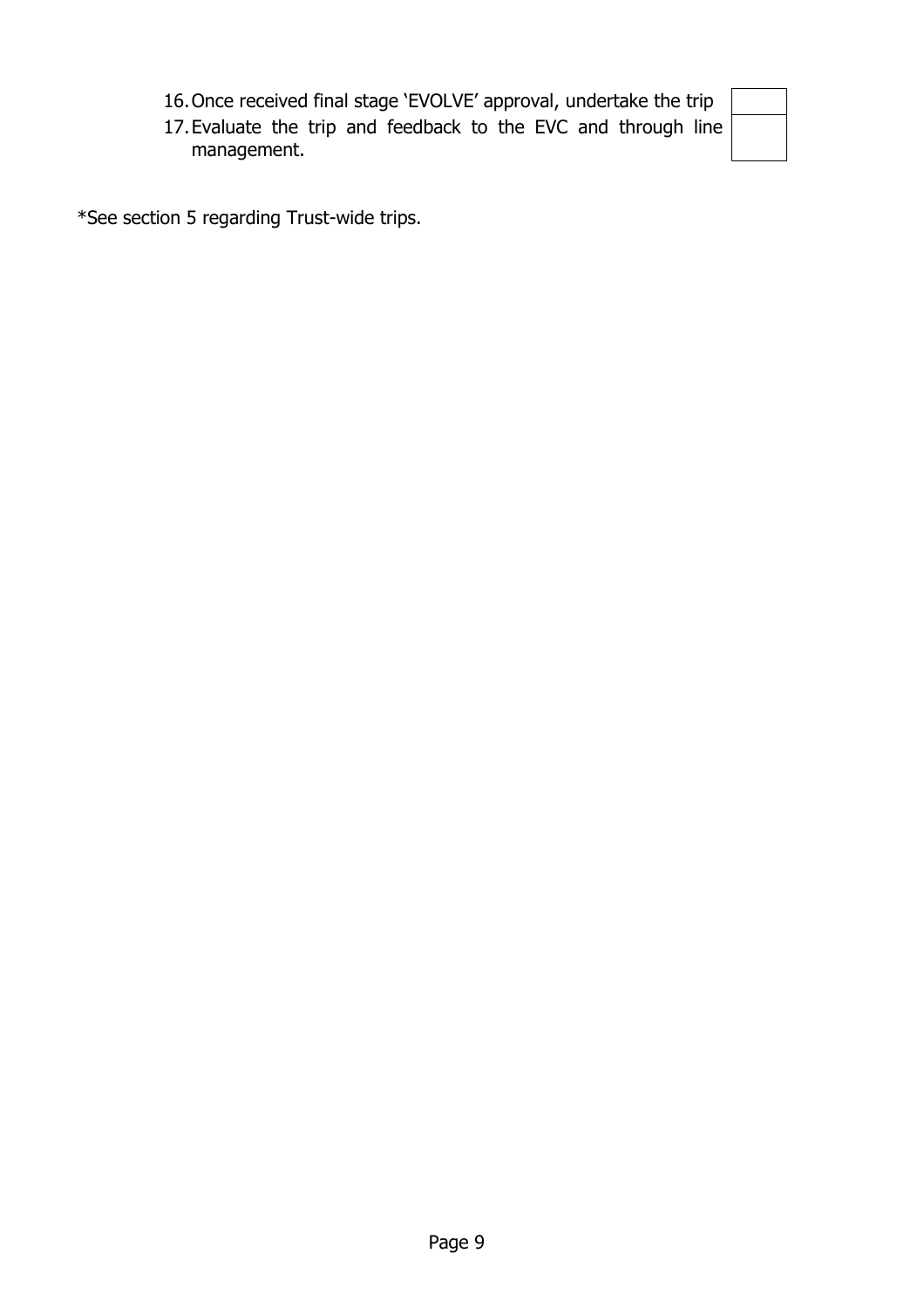16. Once received final stage 'EVOLVE' approval, undertake the trip
17. Evaluate the trip and feedback to the EVC and through line management.

*See section 5 regarding Trust-wide trips.